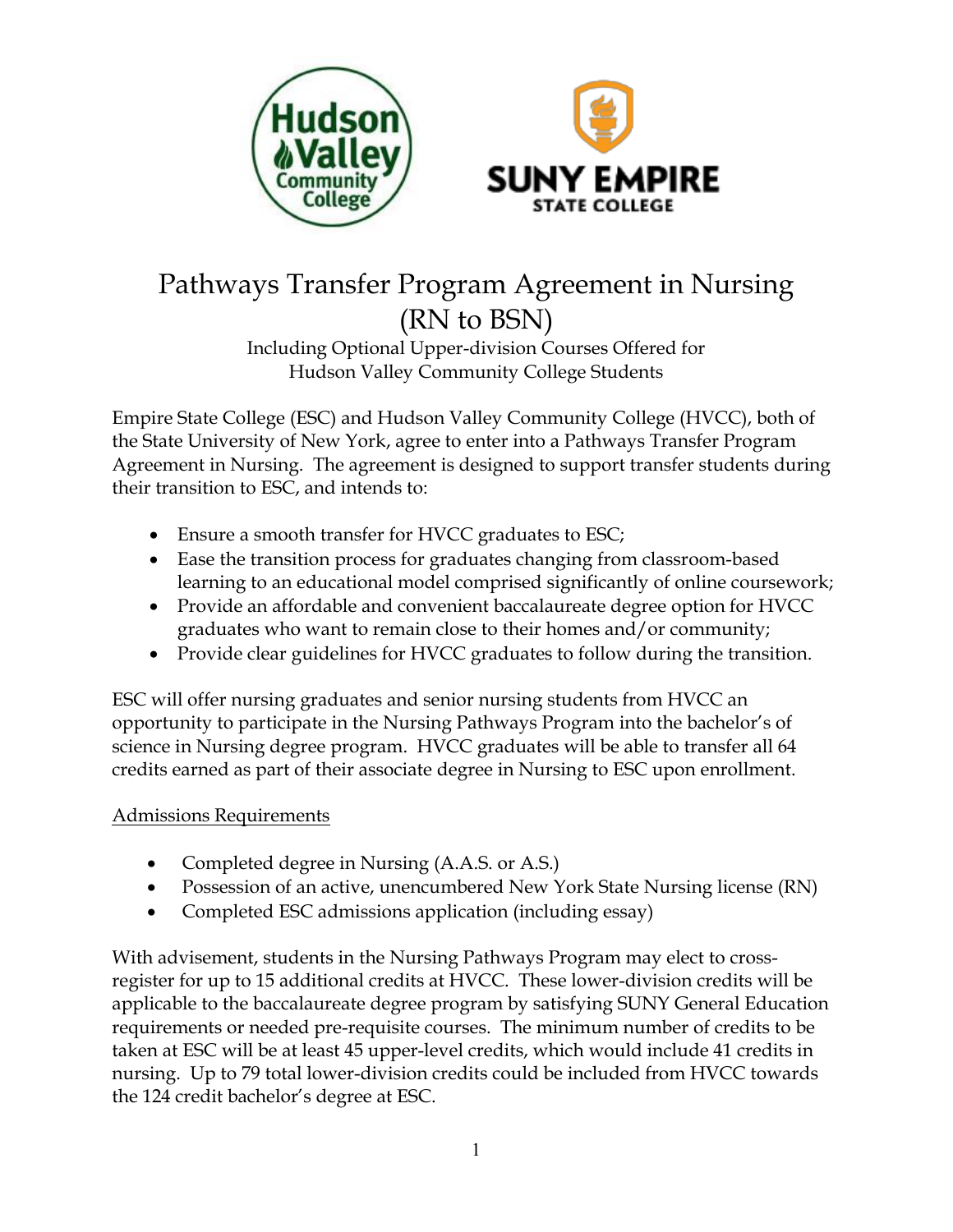# Pathways Transfer Program Agreement in Nursing (RN to BSN)

Including Optional Upper-division Courses Offered for Hudson Valley Community College Students

Empire State College (ESC) and Hudson Valley Community College (HVCC), both of the State University of New York, agree to enter into a Pathways Transfer Program Agreement in Nursing. The agreement is designed to support transfer students during their transition to ESC, and intends to:

- Ensure a smooth transfer for HVCC graduates to ESC;
- Ease the transition process for graduates changing from classroom-based learning to an educational model comprised significantly of online coursework;
- Provide an affordable and convenient baccalaureate degree option for HVCC graduates who want to remain close to their homes and/or community;
- Provide clear guidelines for HVCC graduates to follow during the transition.

ESC will offer nursing graduates and senior nursing students from HVCC an opportunity to participate in the Nursing Pathways Program into the bachelor's of science in Nursing degree program. HVCC graduates will be able to transfer all 64 credits earned as part of their associate degree in Nursing to ESC upon enrollment.

## Admissions Requirements

- Completed degree in Nursing (A.A.S. or A.S.)
- Possession of an active, unencumbered New York State Nursing license (RN)
- Completed ESC admissions application (including essay)

With advisement, students in the Nursing Pathways Program may elect to cross-register for up to 15 additional credits at HVCC. These lower-division credits will be applicable to the baccalaureate degree program by satisfying SUNY General Education requirements or needed pre-requisite courses. The minimum number of credits to be taken at ESC will be at least 45 upper-level credits, which would include 41 credits in nursing. Up to 79 total lower-division credits could be included from HVCC towards the 124 credit bachelor's degree at ESC.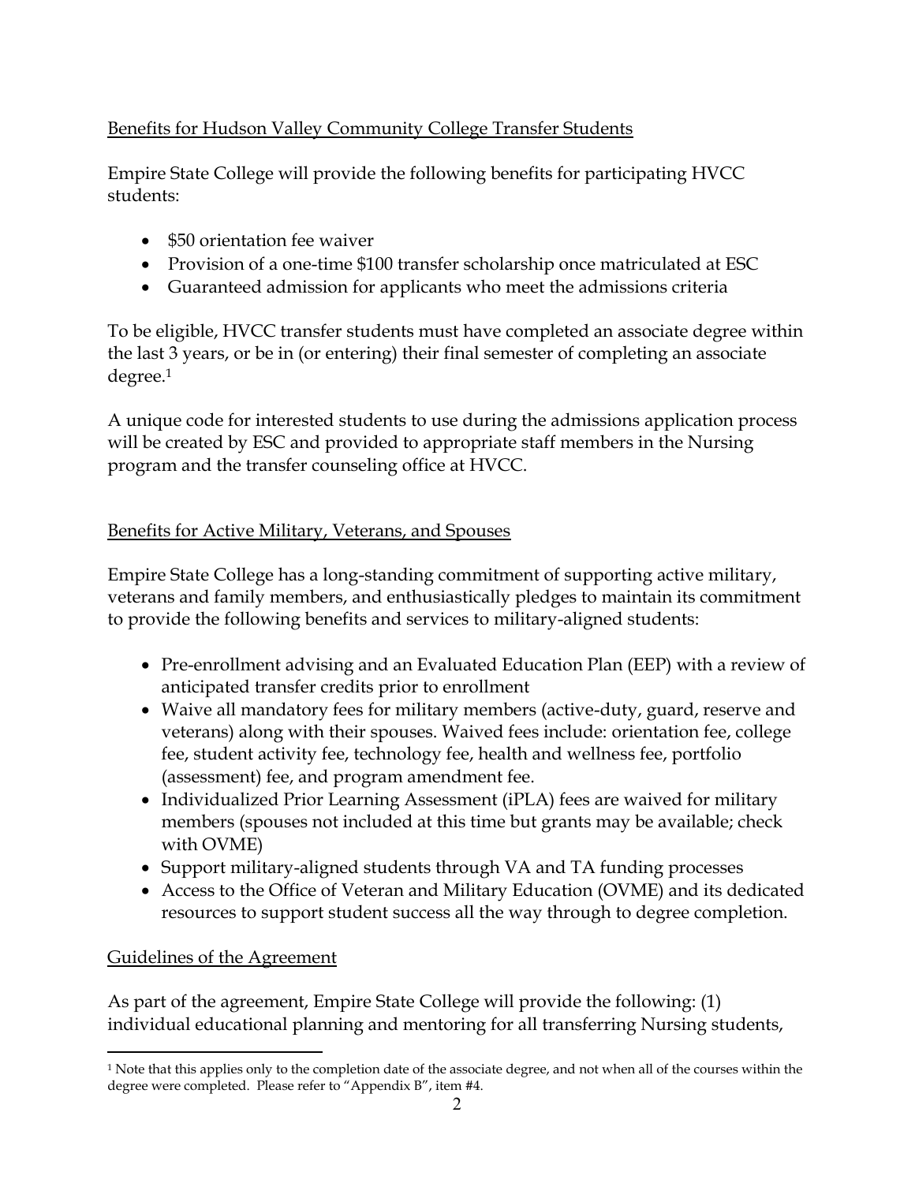Benefits for Hudson Valley Community College Transfer Students

Empire State College will provide the following benefits for participating HVCC students:

- $50 orientation fee waiver
- Provision of a one-time $100 transfer scholarship once matriculated at ESC
- Guaranteed admission for applicants who meet the admissions criteria

To be eligible, HVCC transfer students must have completed an associate degree within the last 3 years, or be in (or entering) their final semester of completing an associate degree.[1]

A unique code for interested students to use during the admissions application process will be created by ESC and provided to appropriate staff members in the Nursing program and the transfer counseling office at HVCC.

Benefits for Active Military, Veterans, and Spouses

Empire State College has a long-standing commitment of supporting active military, veterans and family members, and enthusiastically pledges to maintain its commitment to provide the following benefits and services to military-aligned students:

- Pre-enrollment advising and an Evaluated Education Plan (EEP) with a review of anticipated transfer credits prior to enrollment
- Waive all mandatory fees for military members (active-duty, guard, reserve and veterans) along with their spouses. Waived fees include: orientation fee, college fee, student activity fee, technology fee, health and wellness fee, portfolio (assessment) fee, and program amendment fee.
- Individualized Prior Learning Assessment (iPLA) fees are waived for military members (spouses not included at this time but grants may be available; check with OVME)
- Support military-aligned students through VA and TA funding processes
- Access to the Office of Veteran and Military Education (OVME) and its dedicated resources to support student success all the way through to degree completion.

Guidelines of the Agreement

As part of the agreement, Empire State College will provide the following: (1) individual educational planning and mentoring for all transferring Nursing students,

[1] Note that this applies only to the completion date of the associate degree, and not when all of the courses within the degree were completed. Please refer to "Appendix B", item #4.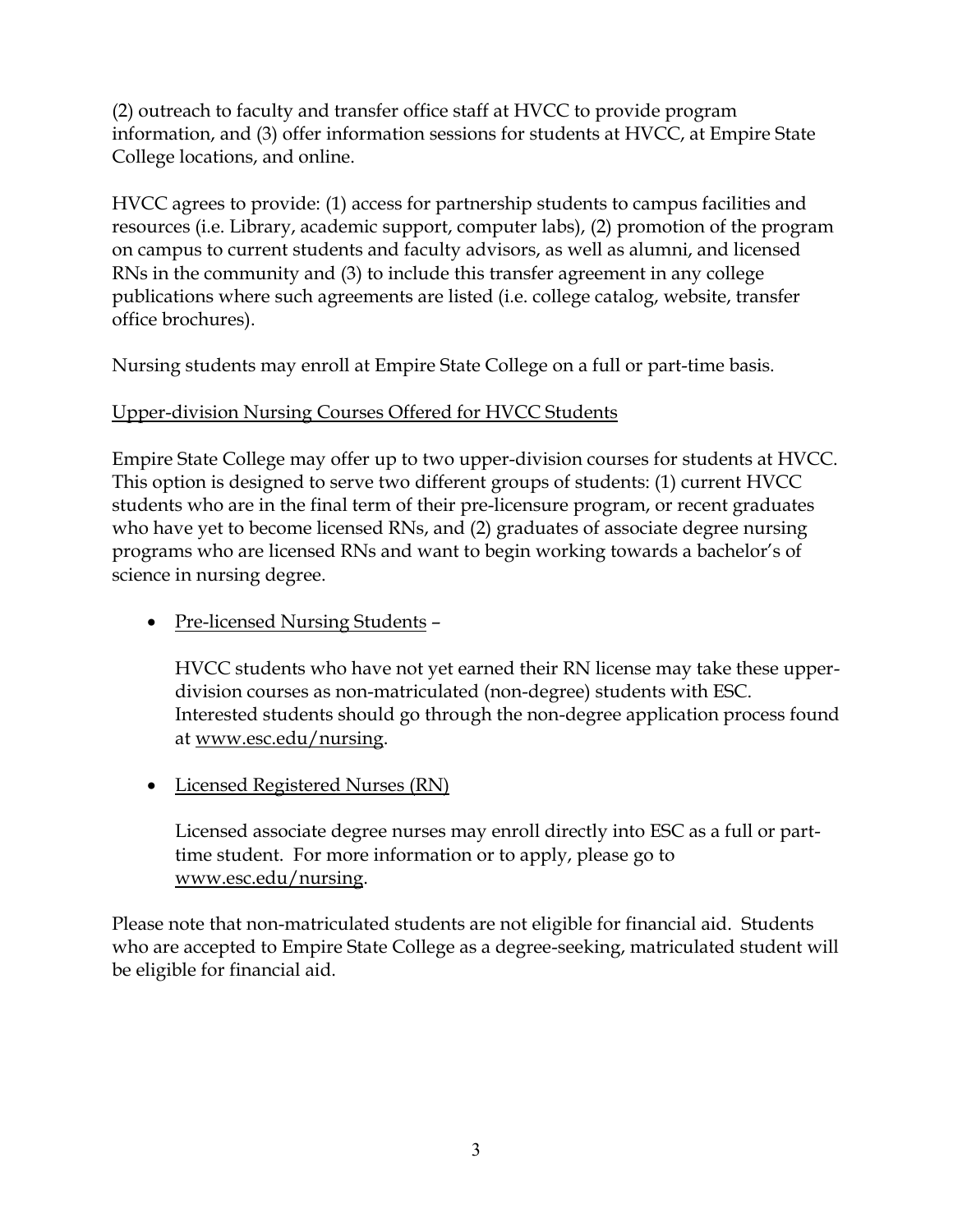(2) outreach to faculty and transfer office staff at HVCC to provide program information, and (3) offer information sessions for students at HVCC, at Empire State College locations, and online.

HVCC agrees to provide: (1) access for partnership students to campus facilities and resources (i.e. Library, academic support, computer labs), (2) promotion of the program on campus to current students and faculty advisors, as well as alumni, and licensed RNs in the community and (3) to include this transfer agreement in any college publications where such agreements are listed (i.e. college catalog, website, transfer office brochures).

Nursing students may enroll at Empire State College on a full or part-time basis.

<u>Upper-division Nursing Courses Offered for HVCC Students</u>

Empire State College may offer up to two upper-division courses for students at HVCC. This option is designed to serve two different groups of students: (1) current HVCC students who are in the final term of their pre-licensure program, or recent graduates who have yet to become licensed RNs, and (2) graduates of associate degree nursing programs who are licensed RNs and want to begin working towards a bachelor's of science in nursing degree.

- <u>Pre-licensed Nursing Students</u> –

  HVCC students who have not yet earned their RN license may take these upper-division courses as non-matriculated (non-degree) students with ESC. Interested students should go through the non-degree application process found at www.esc.edu/nursing.

- <u>Licensed Registered Nurses (RN)</u>

  Licensed associate degree nurses may enroll directly into ESC as a full or part-time student. For more information or to apply, please go to www.esc.edu/nursing.

Please note that non-matriculated students are not eligible for financial aid. Students who are accepted to Empire State College as a degree-seeking, matriculated student will be eligible for financial aid.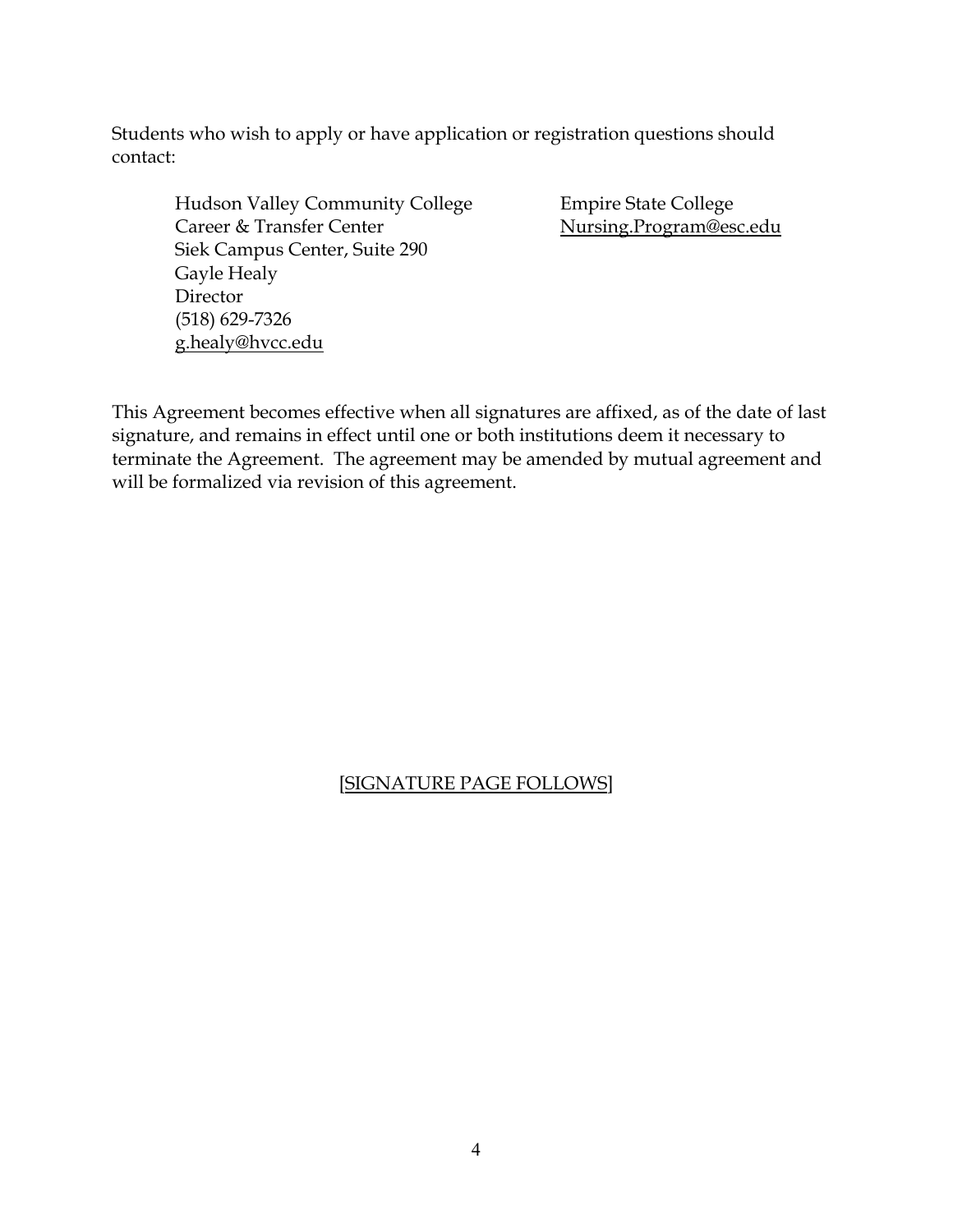Students who wish to apply or have application or registration questions should contact:

Hudson Valley Community College
Career & Transfer Center
Siek Campus Center, Suite 290
Gayle Healy
Director
(518) 629-7326
g.healy@hvcc.edu

Empire State College
Nursing.Program@esc.edu

This Agreement becomes effective when all signatures are affixed, as of the date of last signature, and remains in effect until one or both institutions deem it necessary to terminate the Agreement. The agreement may be amended by mutual agreement and will be formalized via revision of this agreement.

[SIGNATURE PAGE FOLLOWS]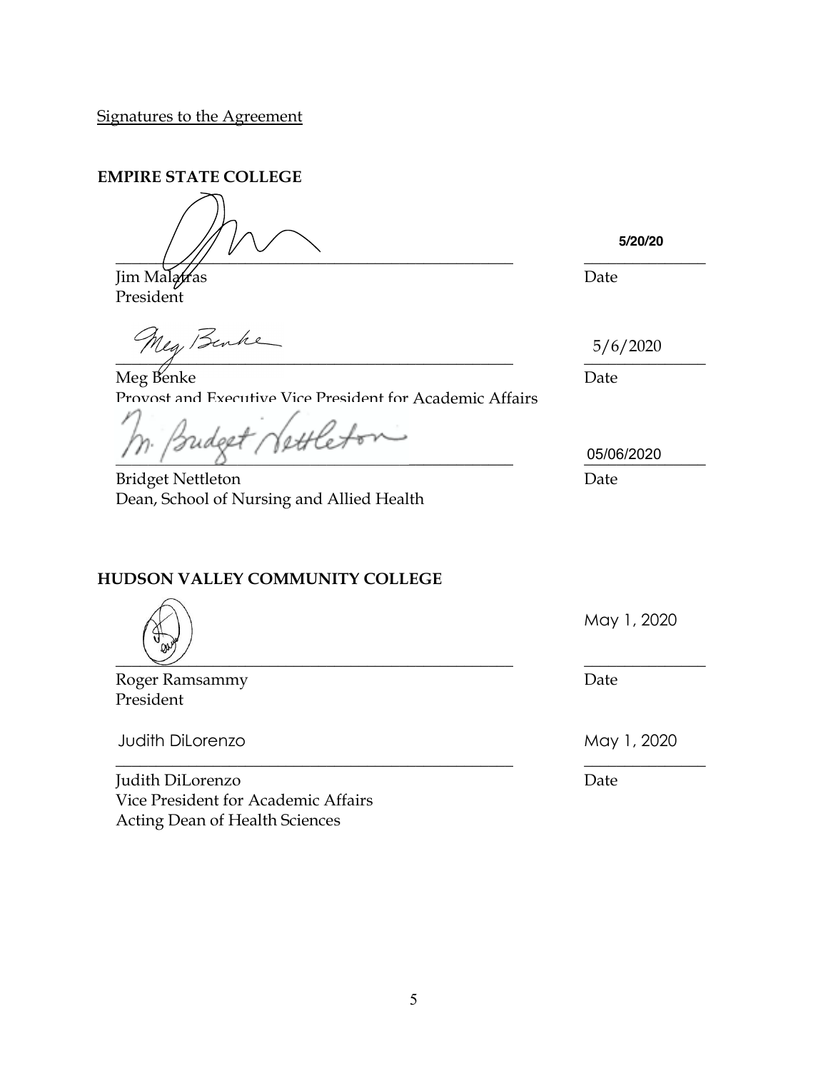Signatures to the Agreement

**EMPIRE STATE COLLEGE**

\_\_\_\_\_\_\_\_\_\_\_\_\_\_\_\_\_\_\_\_\_\_\_\_\_\_\_\_\_\_\_\_\_\_\_\_\_\_\_\_\_\_\_\_ 5/20/20

Jim Malatras  
President  
Date

\_\_\_\_\_\_\_\_\_\_\_\_\_\_\_\_\_\_\_\_\_\_\_\_\_\_\_\_\_\_\_\_\_\_\_\_\_\_\_\_\_\_\_\_ 5/6/2020

Meg Benke  
Provost and Executive Vice President for Academic Affairs  
Date

\_\_\_\_\_\_\_\_\_\_\_\_\_\_\_\_\_\_\_\_\_\_\_\_\_\_\_\_\_\_\_\_\_\_\_\_\_\_\_\_\_\_\_\_ 05/06/2020

Bridget Nettleton  
Dean, School of Nursing and Allied Health  
Date

**HUDSON VALLEY COMMUNITY COLLEGE**

\_\_\_\_\_\_\_\_\_\_\_\_\_\_\_\_\_\_\_\_\_\_\_\_\_\_\_\_\_\_\_\_\_\_\_\_\_\_\_\_\_\_\_\_ May 1, 2020

Roger Ramsammy  
President  
Date

Judith DiLorenzo  
\_\_\_\_\_\_\_\_\_\_\_\_\_\_\_\_\_\_\_\_\_\_\_\_\_\_\_\_\_\_\_\_\_\_\_\_\_\_\_\_\_\_\_\_ May 1, 2020

Judith DiLorenzo  
Vice President for Academic Affairs  
Acting Dean of Health Sciences  
Date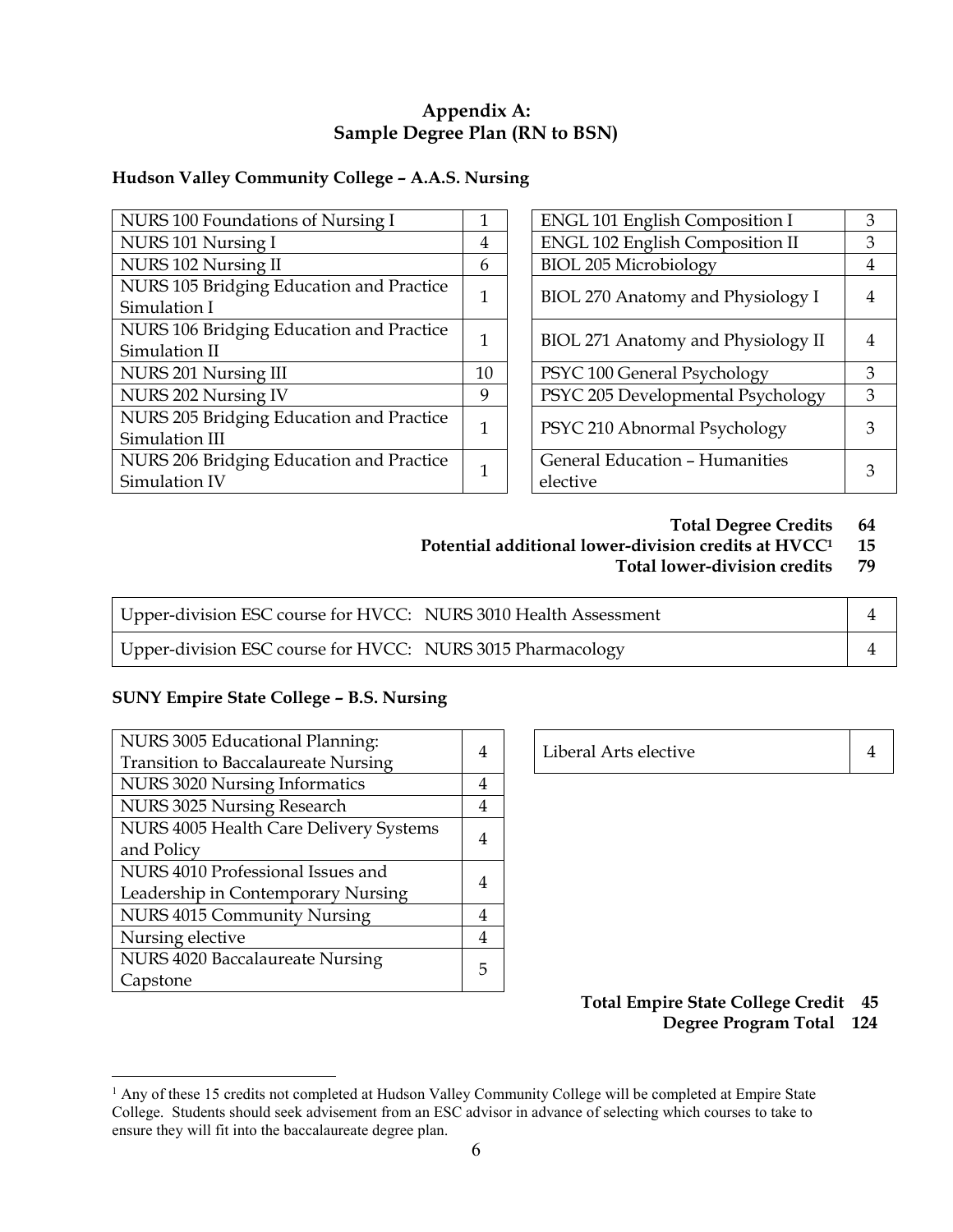## Appendix A:
## Sample Degree Plan (RN to BSN)

### Hudson Valley Community College – A.A.S. Nursing

| Course | Credits |
|---|---|
| NURS 100 Foundations of Nursing I | 1 |
| NURS 101 Nursing I | 4 |
| NURS 102 Nursing II | 6 |
| NURS 105 Bridging Education and Practice Simulation I | 1 |
| NURS 106 Bridging Education and Practice Simulation II | 1 |
| NURS 201 Nursing III | 10 |
| NURS 202 Nursing IV | 9 |
| NURS 205 Bridging Education and Practice Simulation III | 1 |
| NURS 206 Bridging Education and Practice Simulation IV | 1 |

| Course | Credits |
|---|---|
| ENGL 101 English Composition I | 3 |
| ENGL 102 English Composition II | 3 |
| BIOL 205 Microbiology | 4 |
| BIOL 270 Anatomy and Physiology I | 4 |
| BIOL 271 Anatomy and Physiology II | 4 |
| PSYC 100 General Psychology | 3 |
| PSYC 205 Developmental Psychology | 3 |
| PSYC 210 Abnormal Psychology | 3 |
| General Education – Humanities elective | 3 |

**Total Degree Credits 64**
**Potential additional lower-division credits at HVCC[1] 15**
**Total lower-division credits 79**

| Course | Credits |
|---|---|
| Upper-division ESC course for HVCC: NURS 3010 Health Assessment | 4 |
| Upper-division ESC course for HVCC: NURS 3015 Pharmacology | 4 |

### SUNY Empire State College – B.S. Nursing

| Course | Credits |
|---|---|
| NURS 3005 Educational Planning: Transition to Baccalaureate Nursing | 4 |
| NURS 3020 Nursing Informatics | 4 |
| NURS 3025 Nursing Research | 4 |
| NURS 4005 Health Care Delivery Systems and Policy | 4 |
| NURS 4010 Professional Issues and Leadership in Contemporary Nursing | 4 |
| NURS 4015 Community Nursing | 4 |
| Nursing elective | 4 |
| NURS 4020 Baccalaureate Nursing Capstone | 5 |

| Course | Credits |
|---|---|
| Liberal Arts elective | 4 |

**Total Empire State College Credit 45**
**Degree Program Total 124**

[1] Any of these 15 credits not completed at Hudson Valley Community College will be completed at Empire State College. Students should seek advisement from an ESC advisor in advance of selecting which courses to take to ensure they will fit into the baccalaureate degree plan.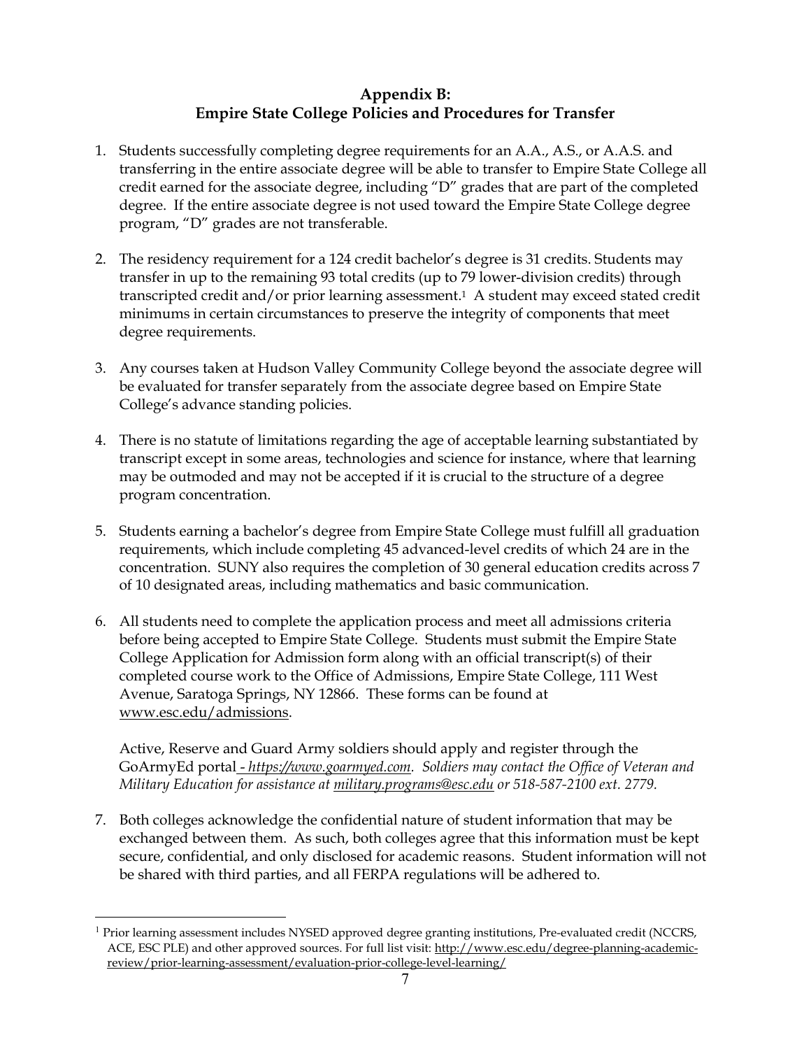## Appendix B:
## Empire State College Policies and Procedures for Transfer

1. Students successfully completing degree requirements for an A.A., A.S., or A.A.S. and transferring in the entire associate degree will be able to transfer to Empire State College all credit earned for the associate degree, including "D" grades that are part of the completed degree. If the entire associate degree is not used toward the Empire State College degree program, "D" grades are not transferable.

2. The residency requirement for a 124 credit bachelor's degree is 31 credits. Students may transfer in up to the remaining 93 total credits (up to 79 lower-division credits) through transcripted credit and/or prior learning assessment.[1] A student may exceed stated credit minimums in certain circumstances to preserve the integrity of components that meet degree requirements.

3. Any courses taken at Hudson Valley Community College beyond the associate degree will be evaluated for transfer separately from the associate degree based on Empire State College's advance standing policies.

4. There is no statute of limitations regarding the age of acceptable learning substantiated by transcript except in some areas, technologies and science for instance, where that learning may be outmoded and may not be accepted if it is crucial to the structure of a degree program concentration.

5. Students earning a bachelor's degree from Empire State College must fulfill all graduation requirements, which include completing 45 advanced-level credits of which 24 are in the concentration. SUNY also requires the completion of 30 general education credits across 7 of 10 designated areas, including mathematics and basic communication.

6. All students need to complete the application process and meet all admissions criteria before being accepted to Empire State College. Students must submit the Empire State College Application for Admission form along with an official transcript(s) of their completed course work to the Office of Admissions, Empire State College, 111 West Avenue, Saratoga Springs, NY 12866. These forms can be found at www.esc.edu/admissions.

   Active, Reserve and Guard Army soldiers should apply and register through the GoArmyEd portal *- https://www.goarmyed.com. Soldiers may contact the Office of Veteran and Military Education for assistance at military.programs@esc.edu or 518-587-2100 ext. 2779.*

7. Both colleges acknowledge the confidential nature of student information that may be exchanged between them. As such, both colleges agree that this information must be kept secure, confidential, and only disclosed for academic reasons. Student information will not be shared with third parties, and all FERPA regulations will be adhered to.

---

[1] Prior learning assessment includes NYSED approved degree granting institutions, Pre-evaluated credit (NCCRS, ACE, ESC PLE) and other approved sources. For full list visit: http://www.esc.edu/degree-planning-academic-review/prior-learning-assessment/evaluation-prior-college-level-learning/